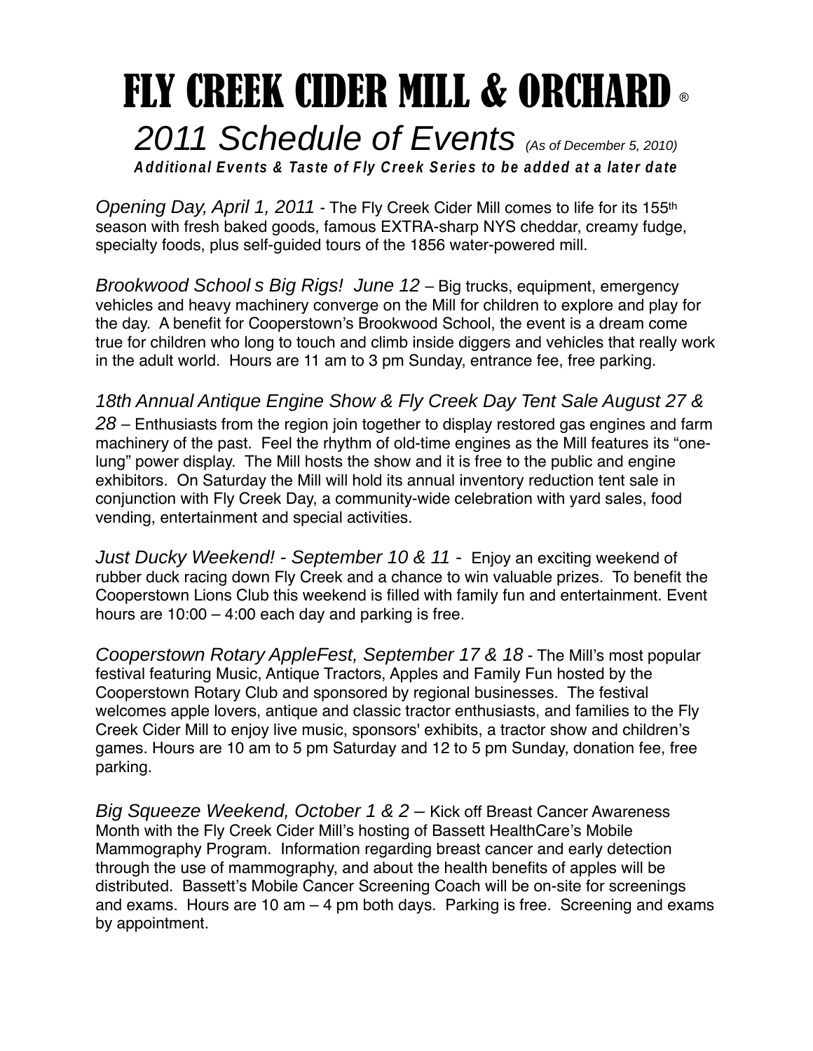# FLY CREEK CIDER MILL & ORCHARD ®

## *2011 Schedule of Events* *(As of December 5, 2010)*

***Additional Events & Taste of Fly Creek Series to be added at a later date***

*Opening Day, April 1, 2011* - The Fly Creek Cider Mill comes to life for its 155th season with fresh baked goods, famous EXTRA-sharp NYS cheddar, creamy fudge, specialty foods, plus self-guided tours of the 1856 water-powered mill.

*Brookwood School s Big Rigs! June 12* – Big trucks, equipment, emergency vehicles and heavy machinery converge on the Mill for children to explore and play for the day. A benefit for Cooperstown's Brookwood School, the event is a dream come true for children who long to touch and climb inside diggers and vehicles that really work in the adult world. Hours are 11 am to 3 pm Sunday, entrance fee, free parking.

*18th Annual Antique Engine Show & Fly Creek Day Tent Sale August 27 & 28* – Enthusiasts from the region join together to display restored gas engines and farm machinery of the past. Feel the rhythm of old-time engines as the Mill features its "one-lung" power display. The Mill hosts the show and it is free to the public and engine exhibitors. On Saturday the Mill will hold its annual inventory reduction tent sale in conjunction with Fly Creek Day, a community-wide celebration with yard sales, food vending, entertainment and special activities.

*Just Ducky Weekend! - September 10 & 11 -* Enjoy an exciting weekend of rubber duck racing down Fly Creek and a chance to win valuable prizes. To benefit the Cooperstown Lions Club this weekend is filled with family fun and entertainment. Event hours are 10:00 – 4:00 each day and parking is free.

*Cooperstown Rotary AppleFest, September 17 & 18* - The Mill's most popular festival featuring Music, Antique Tractors, Apples and Family Fun hosted by the Cooperstown Rotary Club and sponsored by regional businesses. The festival welcomes apple lovers, antique and classic tractor enthusiasts, and families to the Fly Creek Cider Mill to enjoy live music, sponsors' exhibits, a tractor show and children's games. Hours are 10 am to 5 pm Saturday and 12 to 5 pm Sunday, donation fee, free parking.

*Big Squeeze Weekend, October 1 & 2* – Kick off Breast Cancer Awareness Month with the Fly Creek Cider Mill's hosting of Bassett HealthCare's Mobile Mammography Program. Information regarding breast cancer and early detection through the use of mammography, and about the health benefits of apples will be distributed. Bassett's Mobile Cancer Screening Coach will be on-site for screenings and exams. Hours are 10 am – 4 pm both days. Parking is free. Screening and exams by appointment.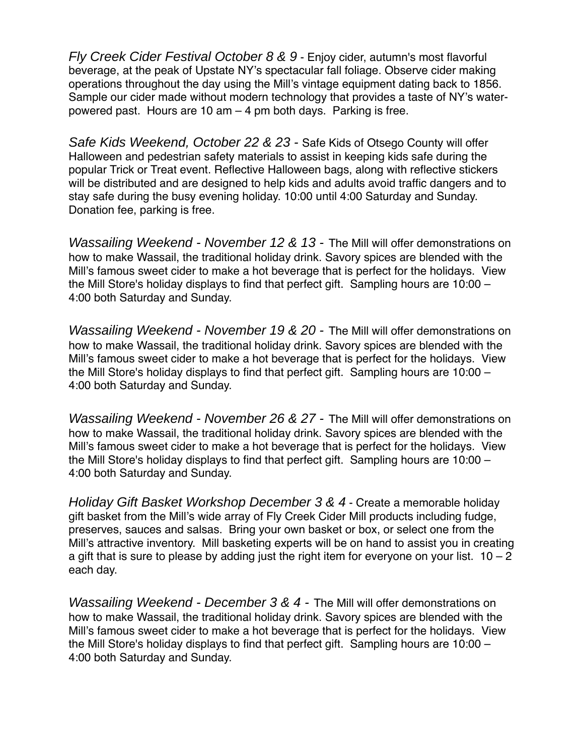*Fly Creek Cider Festival October 8 & 9* - Enjoy cider, autumn's most flavorful beverage, at the peak of Upstate NY's spectacular fall foliage. Observe cider making operations throughout the day using the Mill's vintage equipment dating back to 1856. Sample our cider made without modern technology that provides a taste of NY's water-powered past. Hours are 10 am – 4 pm both days. Parking is free.

*Safe Kids Weekend, October 22 & 23* - Safe Kids of Otsego County will offer Halloween and pedestrian safety materials to assist in keeping kids safe during the popular Trick or Treat event. Reflective Halloween bags, along with reflective stickers will be distributed and are designed to help kids and adults avoid traffic dangers and to stay safe during the busy evening holiday. 10:00 until 4:00 Saturday and Sunday. Donation fee, parking is free.

*Wassailing Weekend - November 12 & 13 -* The Mill will offer demonstrations on how to make Wassail, the traditional holiday drink. Savory spices are blended with the Mill's famous sweet cider to make a hot beverage that is perfect for the holidays. View the Mill Store's holiday displays to find that perfect gift. Sampling hours are 10:00 – 4:00 both Saturday and Sunday.

*Wassailing Weekend - November 19 & 20 -* The Mill will offer demonstrations on how to make Wassail, the traditional holiday drink. Savory spices are blended with the Mill's famous sweet cider to make a hot beverage that is perfect for the holidays. View the Mill Store's holiday displays to find that perfect gift. Sampling hours are 10:00 – 4:00 both Saturday and Sunday.

*Wassailing Weekend - November 26 & 27 -* The Mill will offer demonstrations on how to make Wassail, the traditional holiday drink. Savory spices are blended with the Mill's famous sweet cider to make a hot beverage that is perfect for the holidays. View the Mill Store's holiday displays to find that perfect gift. Sampling hours are 10:00 – 4:00 both Saturday and Sunday.

*Holiday Gift Basket Workshop December 3 & 4* - Create a memorable holiday gift basket from the Mill's wide array of Fly Creek Cider Mill products including fudge, preserves, sauces and salsas. Bring your own basket or box, or select one from the Mill's attractive inventory. Mill basketing experts will be on hand to assist you in creating a gift that is sure to please by adding just the right item for everyone on your list. 10 – 2 each day.

*Wassailing Weekend - December 3 & 4 -* The Mill will offer demonstrations on how to make Wassail, the traditional holiday drink. Savory spices are blended with the Mill's famous sweet cider to make a hot beverage that is perfect for the holidays. View the Mill Store's holiday displays to find that perfect gift. Sampling hours are 10:00 – 4:00 both Saturday and Sunday.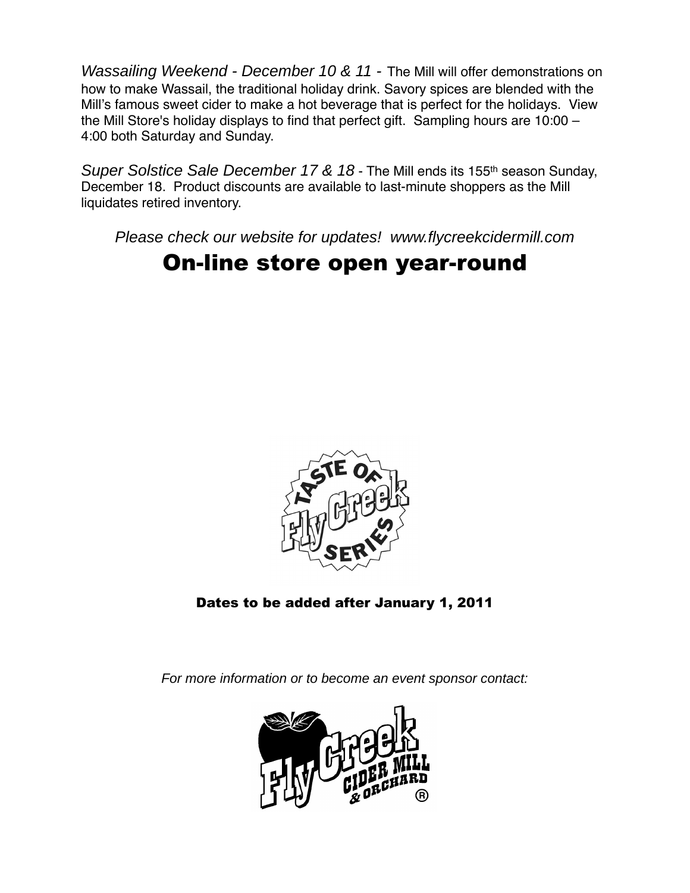*Wassailing Weekend - December 10 & 11 -* The Mill will offer demonstrations on how to make Wassail, the traditional holiday drink. Savory spices are blended with the Mill's famous sweet cider to make a hot beverage that is perfect for the holidays. View the Mill Store's holiday displays to find that perfect gift. Sampling hours are 10:00 – 4:00 both Saturday and Sunday.

*Super Solstice Sale December 17 & 18 -* The Mill ends its 155th season Sunday, December 18. Product discounts are available to last-minute shoppers as the Mill liquidates retired inventory.

*Please check our website for updates! www.flycreekcidermill.com*

# On-line store open year-round

TASTE OF Fly Creek SERIES

**Dates to be added after January 1, 2011**

*For more information or to become an event sponsor contact:*

Fly Creek CIDER MILL & ORCHARD ®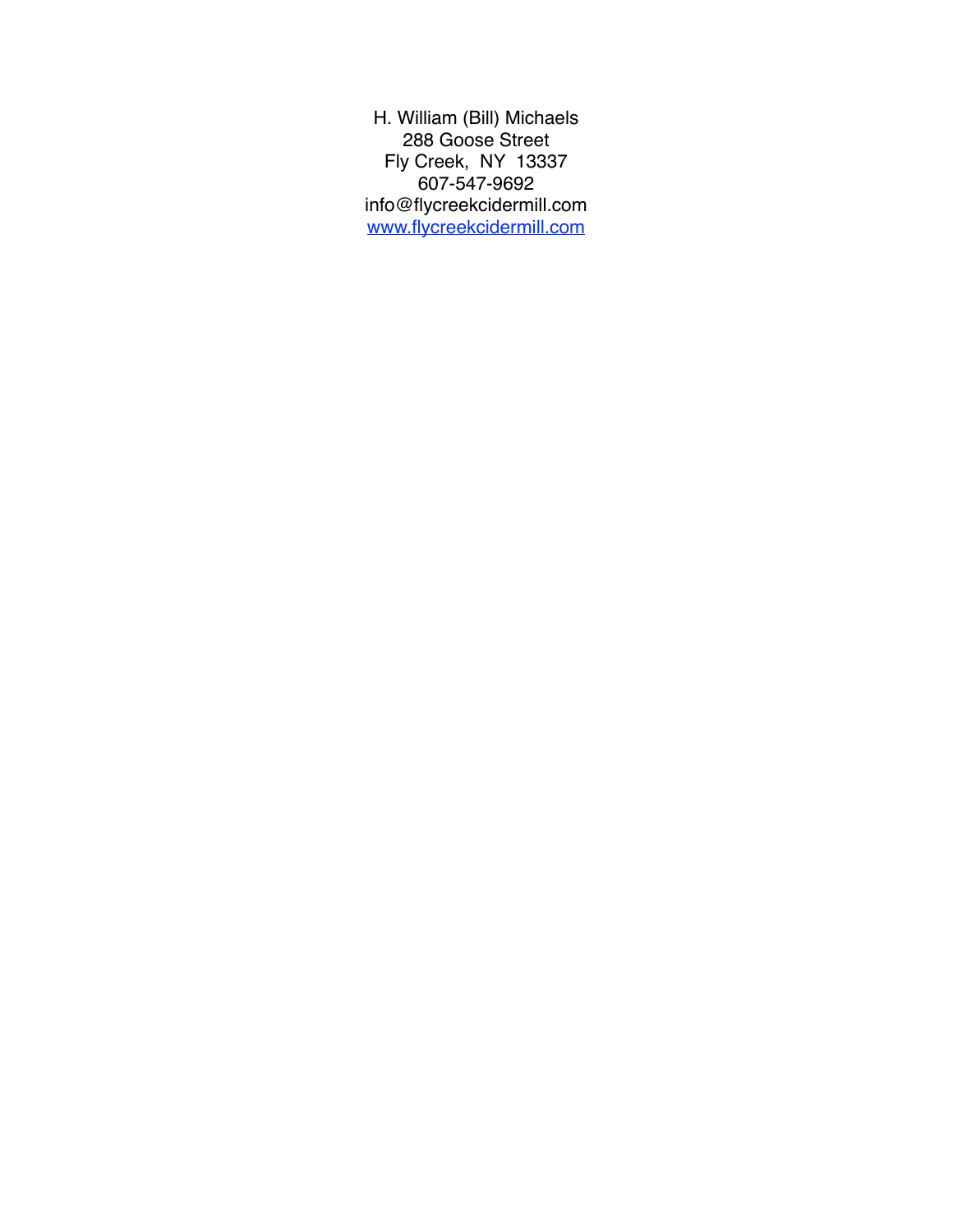H. William (Bill) Michaels
288 Goose Street
Fly Creek,  NY  13337
607-547-9692
info@flycreekcidermill.com
www.flycreekcidermill.com